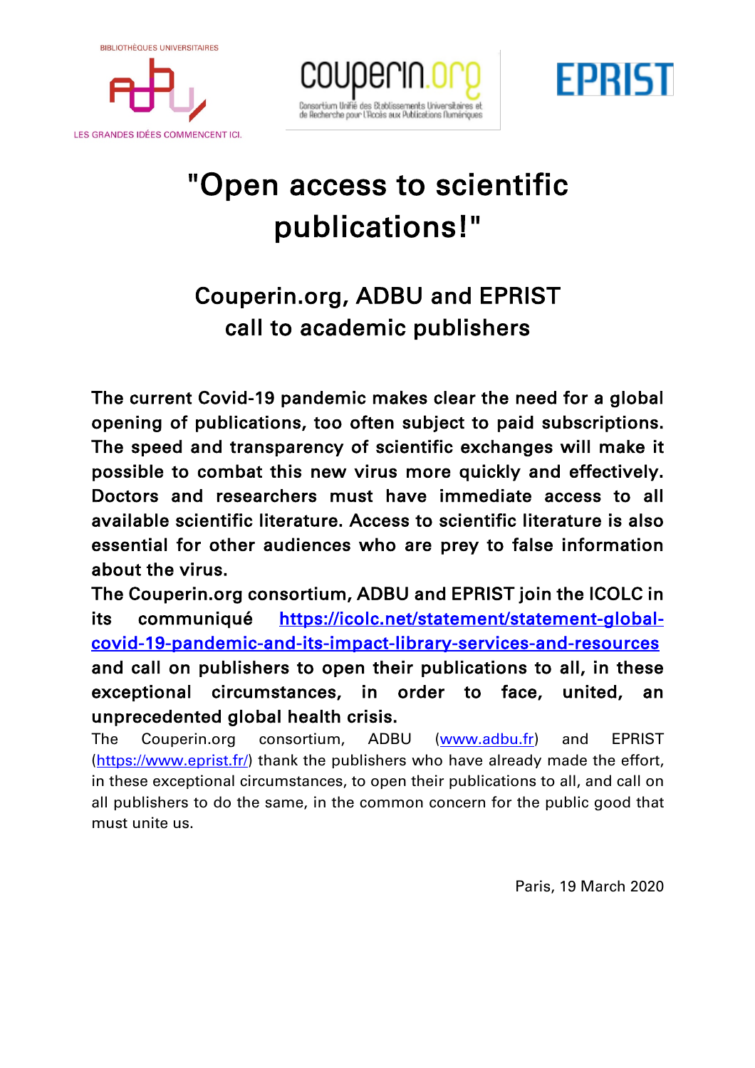BIBLIOTHÈQUES UNIVERSITAIRES

LES GRANDES IDÉES COMMENCENT ICI.

couperin.org

Consortium Unifié des Établissements Universitaires et de Recherche pour l'Accès aux Publications Numériques

EPRIST

# "Open access to scientific publications!"

## Couperin.org, ADBU and EPRIST call to academic publishers

**The current Covid-19 pandemic makes clear the need for a global opening of publications, too often subject to paid subscriptions. The speed and transparency of scientific exchanges will make it possible to combat this new virus more quickly and effectively. Doctors and researchers must have immediate access to all available scientific literature. Access to scientific literature is also essential for other audiences who are prey to false information about the virus.**

**The Couperin.org consortium, ADBU and EPRIST join the ICOLC in its communiqué [https://icolc.net/statement/statement-global-covid-19-pandemic-and-its-impact-library-services-and-resources](https://icolc.net/statement/statement-global-covid-19-pandemic-and-its-impact-library-services-and-resources) and call on publishers to open their publications to all, in these exceptional circumstances, in order to face, united, an unprecedented global health crisis.**

The Couperin.org consortium, ADBU ([www.adbu.fr](http://www.adbu.fr)) and EPRIST ([https://www.eprist.fr/](https://www.eprist.fr/)) thank the publishers who have already made the effort, in these exceptional circumstances, to open their publications to all, and call on all publishers to do the same, in the common concern for the public good that must unite us.

Paris, 19 March 2020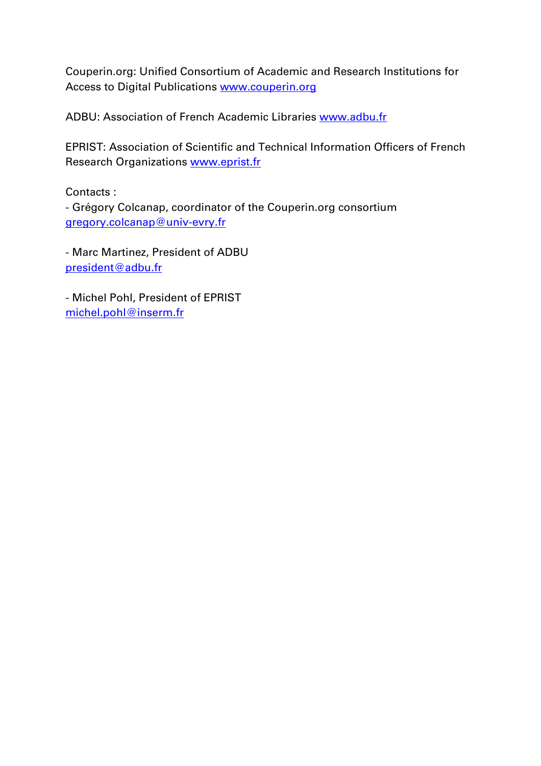Couperin.org: Unified Consortium of Academic and Research Institutions for Access to Digital Publications www.couperin.org

ADBU: Association of French Academic Libraries www.adbu.fr

EPRIST: Association of Scientific and Technical Information Officers of French Research Organizations www.eprist.fr

Contacts :

- Grégory Colcanap, coordinator of the Couperin.org consortium
gregory.colcanap@univ-evry.fr

- Marc Martinez, President of ADBU
president@adbu.fr

- Michel Pohl, President of EPRIST
michel.pohl@inserm.fr